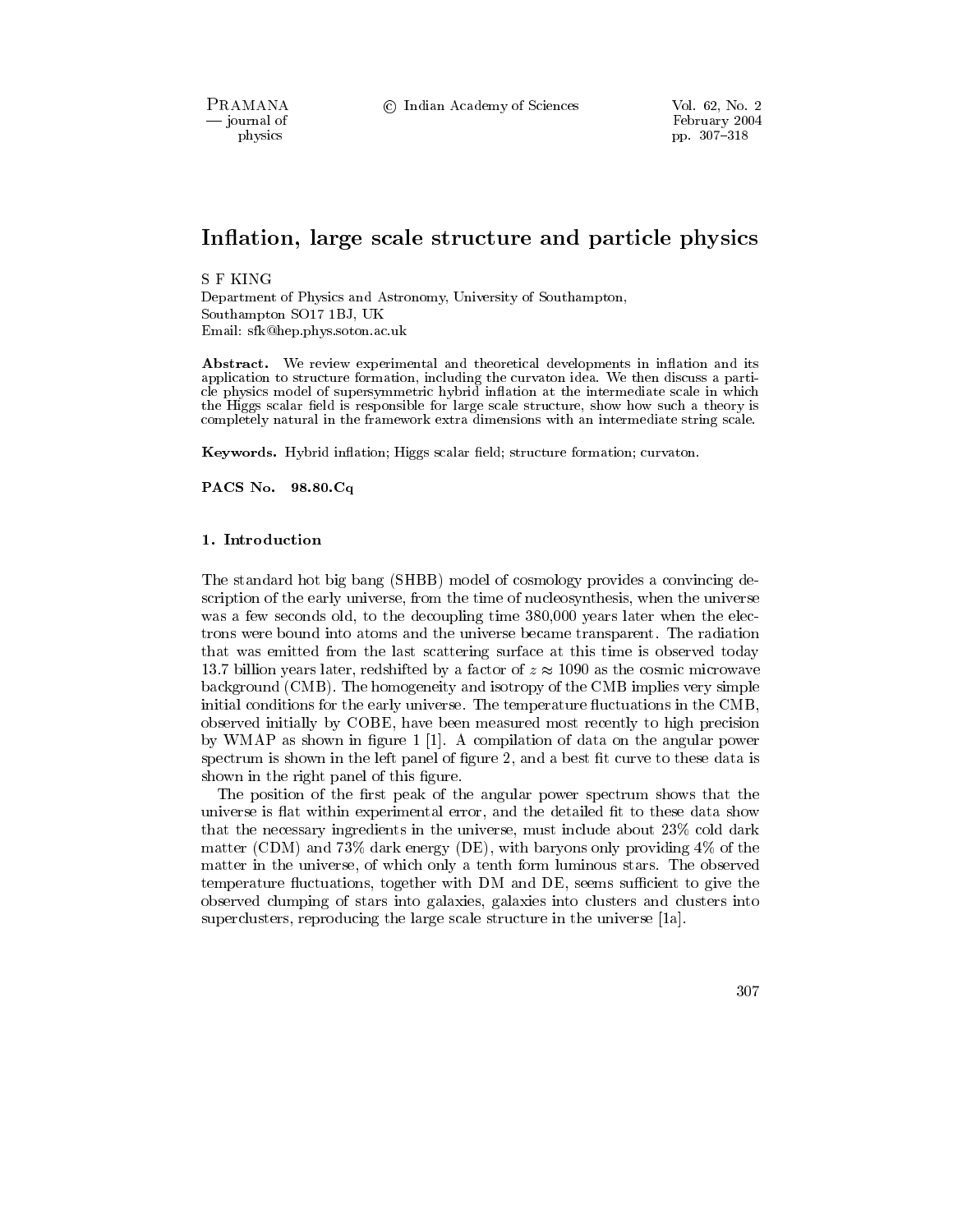# Inflation, large scale structure and particle physics

S F KING

Department of Physics and Astronomy, University of Southampton,
Southampton SO17 1BJ, UK
Email: sfk@hep.phys.soton.ac.uk

**Abstract.** We review experimental and theoretical developments in inflation and its application to structure formation, including the curvaton idea. We then discuss a particle physics model of supersymmetric hybrid inflation at the intermediate scale in which the Higgs scalar field is responsible for large scale structure, show how such a theory is completely natural in the framework extra dimensions with an intermediate string scale.

**Keywords.** Hybrid inflation; Higgs scalar field; structure formation; curvaton.

**PACS No. 98.80.Cq**

## 1. Introduction

The standard hot big bang (SHBB) model of cosmology provides a convincing description of the early universe, from the time of nucleosynthesis, when the universe was a few seconds old, to the decoupling time 380,000 years later when the electrons were bound into atoms and the universe became transparent. The radiation that was emitted from the last scattering surface at this time is observed today 13.7 billion years later, redshifted by a factor of $z \approx 1090$ as the cosmic microwave background (CMB). The homogeneity and isotropy of the CMB implies very simple initial conditions for the early universe. The temperature fluctuations in the CMB, observed initially by COBE, have been measured most recently to high precision by WMAP as shown in figure 1 [1]. A compilation of data on the angular power spectrum is shown in the left panel of figure 2, and a best fit curve to these data is shown in the right panel of this figure.

The position of the first peak of the angular power spectrum shows that the universe is flat within experimental error, and the detailed fit to these data show that the necessary ingredients in the universe, must include about 23% cold dark matter (CDM) and 73% dark energy (DE), with baryons only providing 4% of the matter in the universe, of which only a tenth form luminous stars. The observed temperature fluctuations, together with DM and DE, seems sufficient to give the observed clumping of stars into galaxies, galaxies into clusters and clusters into superclusters, reproducing the large scale structure in the universe [1a].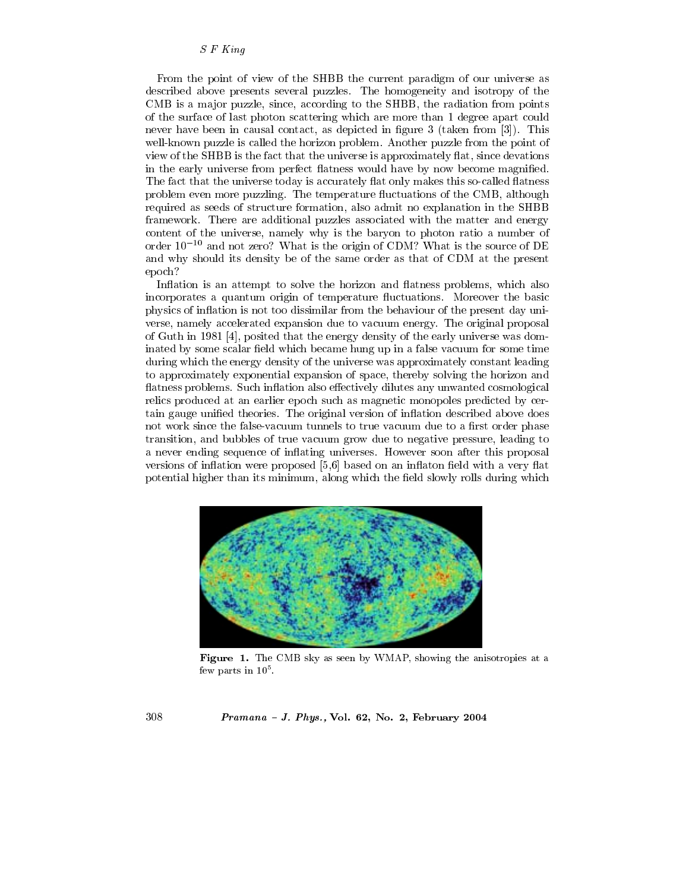From the point of view of the SHBB the current paradigm of our universe as described above presents several puzzles. The homogeneity and isotropy of the CMB is a major puzzle, since, according to the SHBB, the radiation from points of the surface of last photon scattering which are more than 1 degree apart could never have been in causal contact, as depicted in figure 3 (taken from [3]). This well-known puzzle is called the horizon problem. Another puzzle from the point of view of the SHBB is the fact that the universe is approximately flat, since devations in the early universe from perfect flatness would have by now become magnified. The fact that the universe today is accurately flat only makes this so-called flatness problem even more puzzling. The temperature fluctuations of the CMB, although required as seeds of structure formation, also admit no explanation in the SHBB framework. There are additional puzzles associated with the matter and energy content of the universe, namely why is the baryon to photon ratio a number of order $10^{-10}$ and not zero? What is the origin of CDM? What is the source of DE and why should its density be of the same order as that of CDM at the present epoch?

Inflation is an attempt to solve the horizon and flatness problems, which also incorporates a quantum origin of temperature fluctuations. Moreover the basic physics of inflation is not too dissimilar from the behaviour of the present day universe, namely accelerated expansion due to vacuum energy. The original proposal of Guth in 1981 [4], posited that the energy density of the early universe was dominated by some scalar field which became hung up in a false vacuum for some time during which the energy density of the universe was approximately constant leading to approximately exponential expansion of space, thereby solving the horizon and flatness problems. Such inflation also effectively dilutes any unwanted cosmological relics produced at an earlier epoch such as magnetic monopoles predicted by certain gauge unified theories. The original version of inflation described above does not work since the false-vacuum tunnels to true vacuum due to a first order phase transition, and bubbles of true vacuum grow due to negative pressure, leading to a never ending sequence of inflating universes. However soon after this proposal versions of inflation were proposed [5,6] based on an inflaton field with a very flat potential higher than its minimum, along which the field slowly rolls during which

**Figure 1.** The CMB sky as seen by WMAP, showing the anisotropies at a few parts in $10^5$.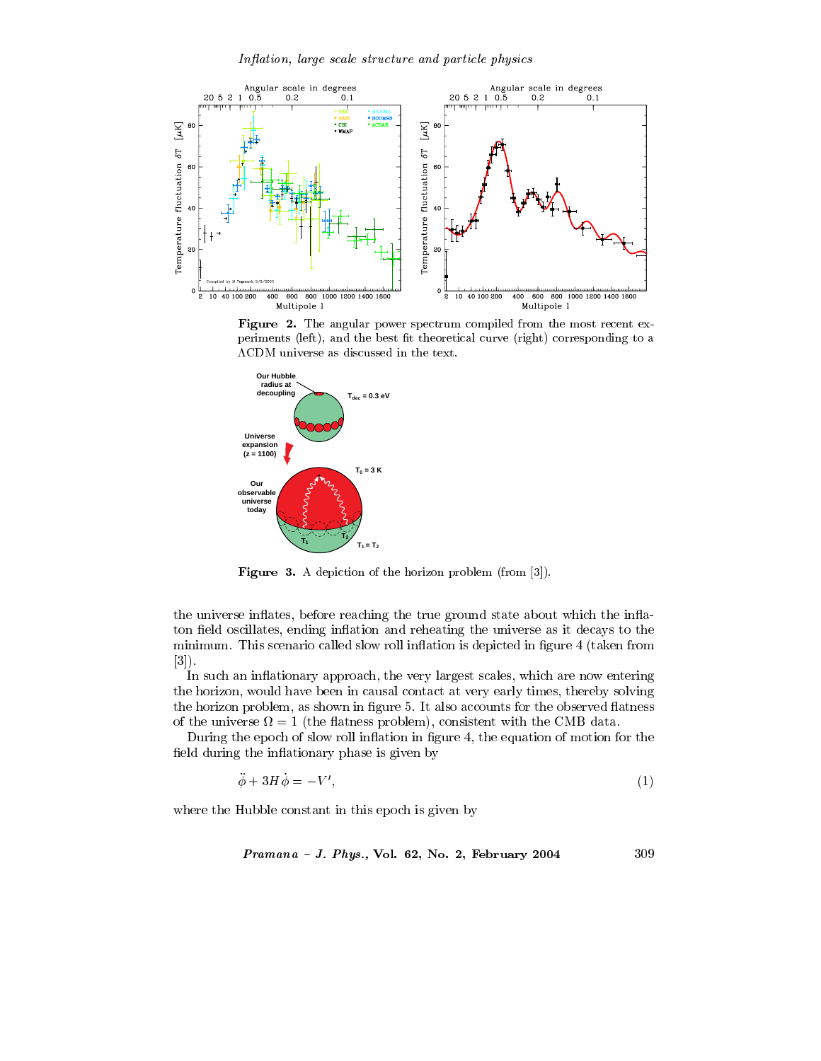Angular scale in degrees

20 5 2 1 0.5 0.2 0.1

Temperature fluctuation δT [μK]

VSA, DASI, CBI, WMAP, MAXIMA, BOOMRG, ACBAR

Compiled by M Tegmark 3/9/2003

Multipole l

Angular scale in degrees

20 5 2 1 0.5 0.2 0.1

Temperature fluctuation δT [μK]

Multipole l

**Figure 2.** The angular power spectrum compiled from the most recent experiments (left), and the best fit theoretical curve (right) corresponding to a ΛCDM universe as discussed in the text.

Our Hubble radius at decoupling

$T_{dec} = 0.3$ eV

Universe expansion ($z = 1100$)

Our observable universe today

$T_0 = 3$ K

$T_1$ $T_2$

$T_1 = T_2$

**Figure 3.** A depiction of the horizon problem (from [3]).

the universe inflates, before reaching the true ground state about which the inflaton field oscillates, ending inflation and reheating the universe as it decays to the minimum. This scenario called slow roll inflation is depicted in figure 4 (taken from [3]).

In such an inflationary approach, the very largest scales, which are now entering the horizon, would have been in causal contact at very early times, thereby solving the horizon problem, as shown in figure 5. It also accounts for the observed flatness of the universe $\Omega = 1$ (the flatness problem), consistent with the CMB data.

During the epoch of slow roll inflation in figure 4, the equation of motion for the field during the inflationary phase is given by

$$\ddot{\phi} + 3H\dot{\phi} = -V', \tag{1}$$

where the Hubble constant in this epoch is given by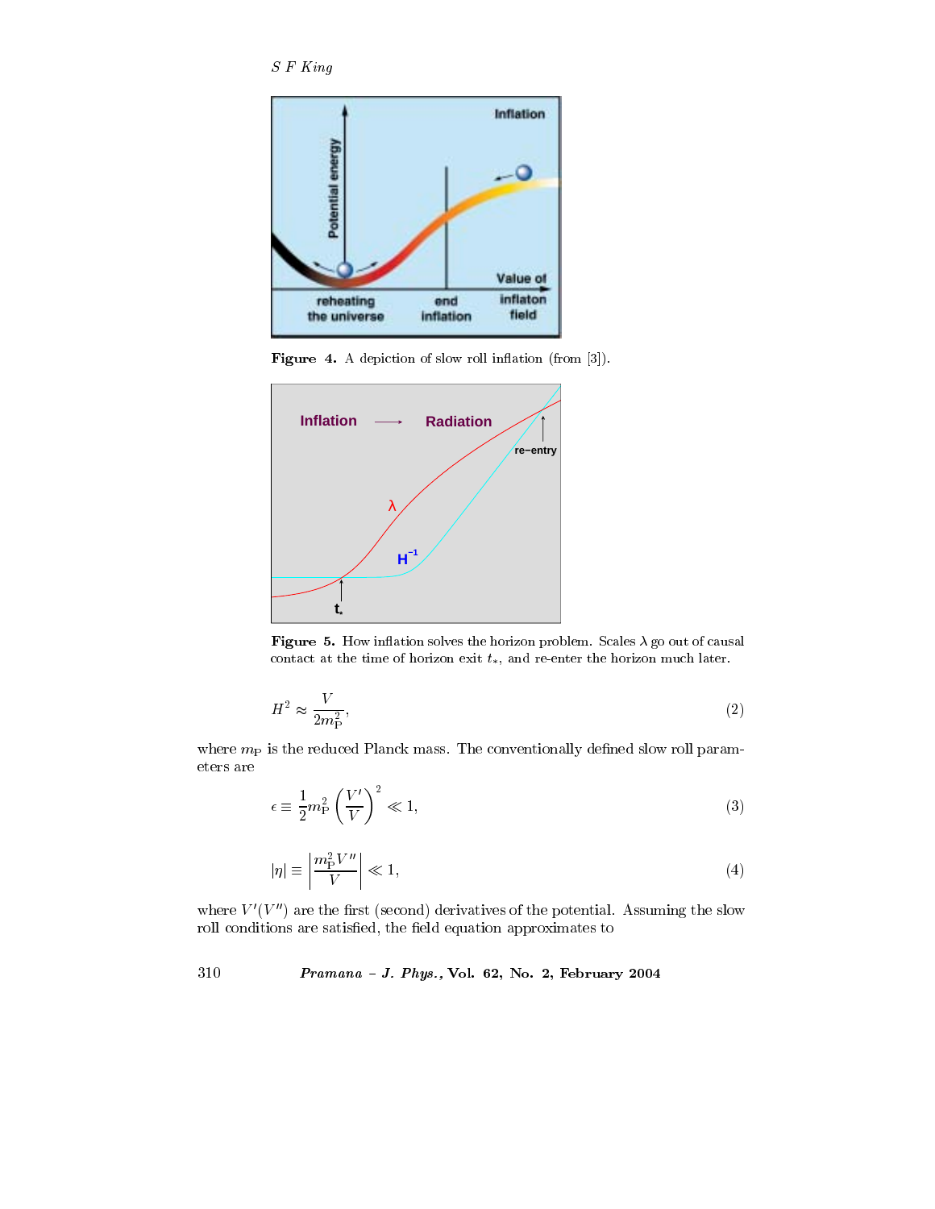Inflation

Potential energy

reheating the universe

end inflation

Value of inflaton field

**Figure 4.** A depiction of slow roll inflation (from [3]).

Inflation → Radiation

$\lambda$

$H^{-1}$

re–entry

$t_*$

**Figure 5.** How inflation solves the horizon problem. Scales $\lambda$ go out of causal contact at the time of horizon exit $t_*$, and re-enter the horizon much later.

$$H^2 \approx \frac{V}{2m_{\rm P}^2}, \tag{2}$$

where $m_{\rm P}$ is the reduced Planck mass. The conventionally defined slow roll parameters are

$$\epsilon \equiv \frac{1}{2} m_{\rm P}^2 \left(\frac{V'}{V}\right)^2 \ll 1, \tag{3}$$

$$|\eta| \equiv \left|\frac{m_{\rm P}^2 V''}{V}\right| \ll 1, \tag{4}$$

where $V'(V'')$ are the first (second) derivatives of the potential. Assuming the slow roll conditions are satisfied, the field equation approximates to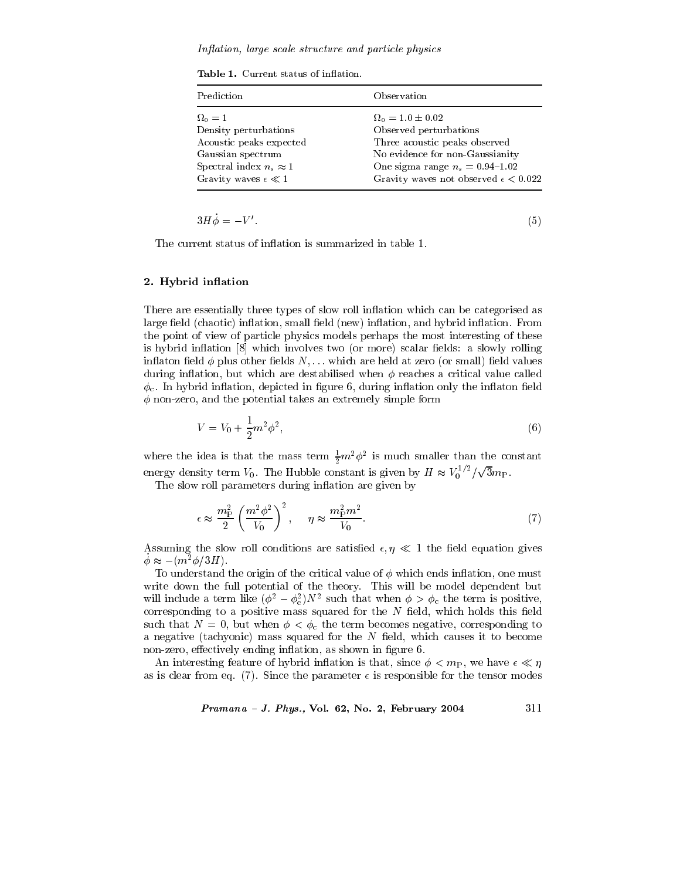Table 1. Current status of inflation.

| Prediction | Observation |
|---|---|
| $\Omega_0 = 1$ | $\Omega_0 = 1.0 \pm 0.02$ |
| Density perturbations | Observed perturbations |
| Acoustic peaks expected | Three acoustic peaks observed |
| Gaussian spectrum | No evidence for non-Gaussianity |
| Spectral index $n_s \approx 1$ | One sigma range $n_s = 0.94$–$1.02$ |
| Gravity waves $\epsilon \ll 1$ | Gravity waves not observed $\epsilon < 0.022$ |

$$3H\dot{\phi} = -V'. \tag{5}$$

The current status of inflation is summarized in table 1.

## 2. Hybrid inflation

There are essentially three types of slow roll inflation which can be categorised as large field (chaotic) inflation, small field (new) inflation, and hybrid inflation. From the point of view of particle physics models perhaps the most interesting of these is hybrid inflation [8] which involves two (or more) scalar fields: a slowly rolling inflaton field $\phi$ plus other fields $N, \ldots$ which are held at zero (or small) field values during inflation, but which are destabilised when $\phi$ reaches a critical value called $\phi_c$. In hybrid inflation, depicted in figure 6, during inflation only the inflaton field $\phi$ non-zero, and the potential takes an extremely simple form

$$V = V_0 + \frac{1}{2}m^2\phi^2, \tag{6}$$

where the idea is that the mass term $\frac{1}{2}m^2\phi^2$ is much smaller than the constant energy density term $V_0$. The Hubble constant is given by $H \approx V_0^{1/2}/\sqrt{3}m_{\mathrm{P}}$.

The slow roll parameters during inflation are given by

$$\epsilon \approx \frac{m_{\mathrm{P}}^2}{2}\left(\frac{m^2\phi^2}{V_0}\right)^2, \quad \eta \approx \frac{m_{\mathrm{P}}^2 m^2}{V_0}. \tag{7}$$

Assuming the slow roll conditions are satisfied $\epsilon, \eta \ll 1$ the field equation gives $\dot{\phi} \approx -(m^2\phi/3H)$.

To understand the origin of the critical value of $\phi$ which ends inflation, one must write down the full potential of the theory. This will be model dependent but will include a term like $(\phi^2 - \phi_c^2)N^2$ such that when $\phi > \phi_c$ the term is positive, corresponding to a positive mass squared for the $N$ field, which holds this field such that $N = 0$, but when $\phi < \phi_c$ the term becomes negative, corresponding to a negative (tachyonic) mass squared for the $N$ field, which causes it to become non-zero, effectively ending inflation, as shown in figure 6.

An interesting feature of hybrid inflation is that, since $\phi < m_{\mathrm{P}}$, we have $\epsilon \ll \eta$ as is clear from eq. (7). Since the parameter $\epsilon$ is responsible for the tensor modes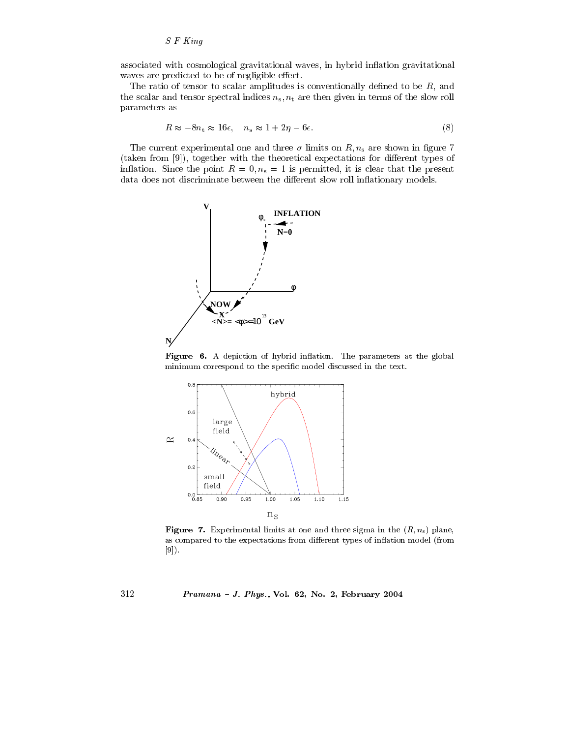associated with cosmological gravitational waves, in hybrid inflation gravitational waves are predicted to be of negligible effect.

The ratio of tensor to scalar amplitudes is conventionally defined to be $R$, and the scalar and tensor spectral indices $n_s, n_t$ are then given in terms of the slow roll parameters as

$$R \approx -8n_t \approx 16\epsilon, \quad n_s \approx 1 + 2\eta - 6\epsilon. \tag{8}$$

The current experimental one and three $\sigma$ limits on $R, n_s$ are shown in figure 7 (taken from [9]), together with the theoretical expectations for different types of inflation. Since the point $R = 0, n_s = 1$ is permitted, it is clear that the present data does not discriminate between the different slow roll inflationary models.

V

φ

N

$\varphi_c$

INFLATION

N=0

NOW

X

<N>= <φ>=10[13] GeV

**Figure 6.** A depiction of hybrid inflation. The parameters at the global minimum correspond to the specific model discussed in the text.

R

$n_S$

0.0
0.2
0.4
0.6
0.8

0.85
0.90
0.95
1.00
1.05
1.10
1.15

hybrid

large field

linear

small field

**Figure 7.** Experimental limits at one and three sigma in the $(R, n_s)$ plane, as compared to the expectations from different types of inflation model (from [9]).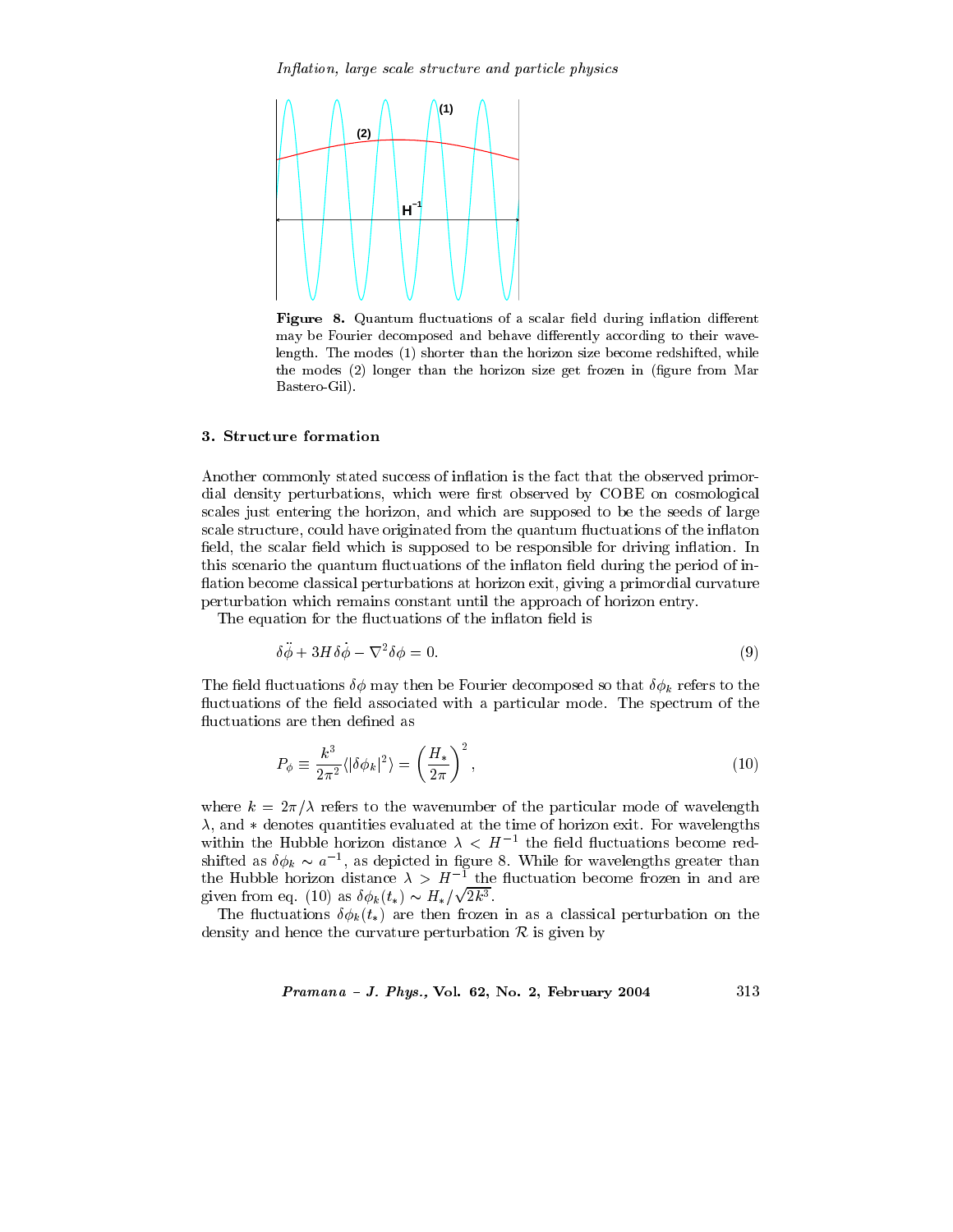(1)

(2)

$H^{-1}$

**Figure 8.** Quantum fluctuations of a scalar field during inflation different may be Fourier decomposed and behave differently according to their wavelength. The modes (1) shorter than the horizon size become redshifted, while the modes (2) longer than the horizon size get frozen in (figure from Mar Bastero-Gil).

### 3. Structure formation

Another commonly stated success of inflation is the fact that the observed primordial density perturbations, which were first observed by COBE on cosmological scales just entering the horizon, and which are supposed to be the seeds of large scale structure, could have originated from the quantum fluctuations of the inflaton field, the scalar field which is supposed to be responsible for driving inflation. In this scenario the quantum fluctuations of the inflaton field during the period of inflation become classical perturbations at horizon exit, giving a primordial curvature perturbation which remains constant until the approach of horizon entry.

The equation for the fluctuations of the inflaton field is

$$\delta\ddot{\phi} + 3H\delta\dot{\phi} - \nabla^2\delta\phi = 0. \tag{9}$$

The field fluctuations $\delta\phi$ may then be Fourier decomposed so that $\delta\phi_k$ refers to the fluctuations of the field associated with a particular mode. The spectrum of the fluctuations are then defined as

$$P_\phi \equiv \frac{k^3}{2\pi^2}\langle|\delta\phi_k|^2\rangle = \left(\frac{H_*}{2\pi}\right)^2, \tag{10}$$

where $k = 2\pi/\lambda$ refers to the wavenumber of the particular mode of wavelength $\lambda$, and $*$ denotes quantities evaluated at the time of horizon exit. For wavelengths within the Hubble horizon distance $\lambda < H^{-1}$ the field fluctuations become redshifted as $\delta\phi_k \sim a^{-1}$, as depicted in figure 8. While for wavelengths greater than the Hubble horizon distance $\lambda > H^{-1}$ the fluctuation become frozen in and are given from eq. (10) as $\delta\phi_k(t_*) \sim H_*/\sqrt{2k^3}$.

The fluctuations $\delta\phi_k(t_*)$ are then frozen in as a classical perturbation on the density and hence the curvature perturbation $\mathcal{R}$ is given by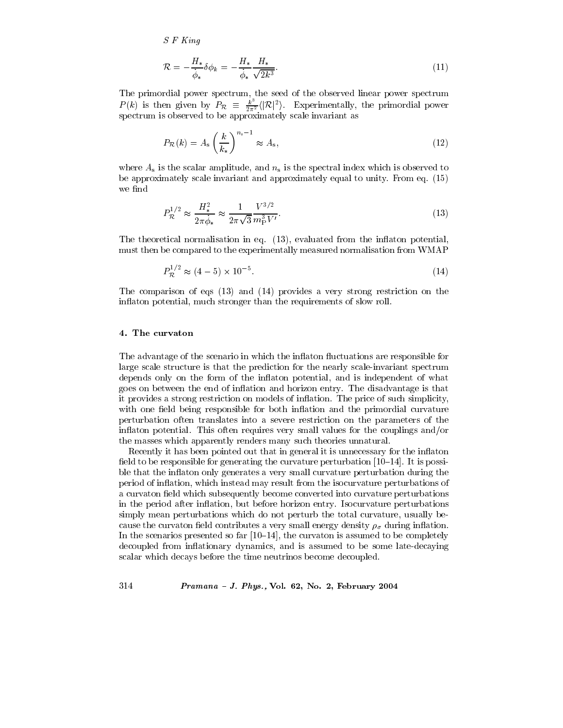$$\mathcal{R} = -\frac{H_*}{\dot{\phi}_*}\delta\phi_k = -\frac{H_*}{\dot{\phi}_*}\frac{H_*}{\sqrt{2k^3}}. \tag{11}$$

The primordial power spectrum, the seed of the observed linear power spectrum $P(k)$ is then given by $P_{\mathcal{R}} \equiv \frac{k^3}{2\pi^2}\langle|\mathcal{R}|^2\rangle$. Experimentally, the primordial power spectrum is observed to be approximately scale invariant as

$$P_{\mathcal{R}}(k) = A_{\mathrm{s}}\left(\frac{k}{k_*}\right)^{n_{\mathrm{s}}-1} \approx A_{\mathrm{s}}, \tag{12}$$

where $A_{\mathrm{s}}$ is the scalar amplitude, and $n_{\mathrm{s}}$ is the spectral index which is observed to be approximately scale invariant and approximately equal to unity. From eq. (15) we find

$$P_{\mathcal{R}}^{1/2} \approx \frac{H_*^2}{2\pi\dot{\phi}_*} \approx \frac{1}{2\pi\sqrt{3}}\frac{V^{3/2}}{m_{\mathrm{P}}^3 V'}. \tag{13}$$

The theoretical normalisation in eq. (13), evaluated from the inflaton potential, must then be compared to the experimentally measured normalisation from WMAP

$$P_{\mathcal{R}}^{1/2} \approx (4-5)\times 10^{-5}. \tag{14}$$

The comparison of eqs (13) and (14) provides a very strong restriction on the inflaton potential, much stronger than the requirements of slow roll.

## 4. The curvaton

The advantage of the scenario in which the inflaton fluctuations are responsible for large scale structure is that the prediction for the nearly scale-invariant spectrum depends only on the form of the inflaton potential, and is independent of what goes on between the end of inflation and horizon entry. The disadvantage is that it provides a strong restriction on models of inflation. The price of such simplicity, with one field being responsible for both inflation and the primordial curvature perturbation often translates into a severe restriction on the parameters of the inflaton potential. This often requires very small values for the couplings and/or the masses which apparently renders many such theories unnatural.

Recently it has been pointed out that in general it is unnecessary for the inflaton field to be responsible for generating the curvature perturbation [10–14]. It is possible that the inflaton only generates a very small curvature perturbation during the period of inflation, which instead may result from the isocurvature perturbations of a curvaton field which subsequently become converted into curvature perturbations in the period after inflation, but before horizon entry. Isocurvature perturbations simply mean perturbations which do not perturb the total curvature, usually because the curvaton field contributes a very small energy density $\rho_\sigma$ during inflation. In the scenarios presented so far [10–14], the curvaton is assumed to be completely decoupled from inflationary dynamics, and is assumed to be some late-decaying scalar which decays before the time neutrinos become decoupled.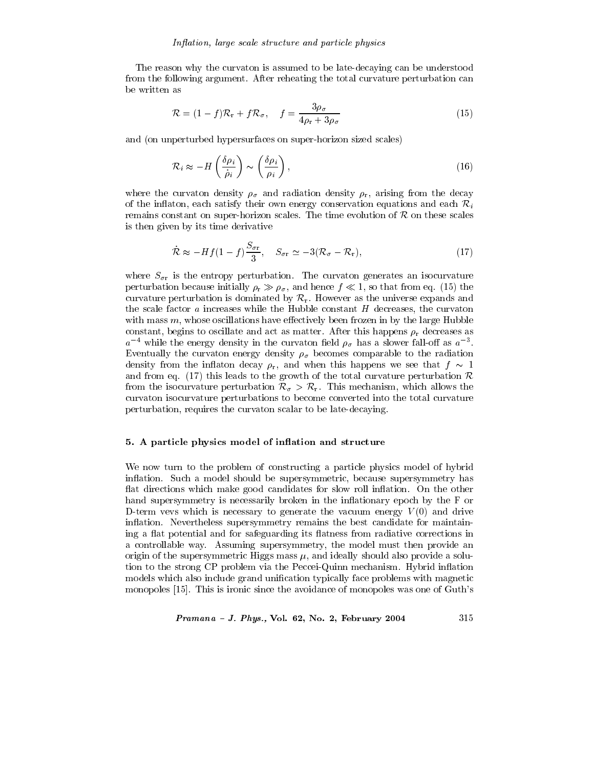The reason why the curvaton is assumed to be late-decaying can be understood from the following argument. After reheating the total curvature perturbation can be written as

$$\mathcal{R} = (1-f)\mathcal{R}_{\mathrm{r}} + f\mathcal{R}_{\sigma}, \quad f = \frac{3\rho_{\sigma}}{4\rho_{\mathrm{r}} + 3\rho_{\sigma}} \tag{15}$$

and (on unperturbed hypersurfaces on super-horizon sized scales)

$$\mathcal{R}_i \approx -H\left(\frac{\delta\rho_i}{\dot{\rho}_i}\right) \sim \left(\frac{\delta\rho_i}{\rho_i}\right), \tag{16}$$

where the curvaton density $\rho_{\sigma}$ and radiation density $\rho_{\mathrm{r}}$, arising from the decay of the inflaton, each satisfy their own energy conservation equations and each $\mathcal{R}_i$ remains constant on super-horizon scales. The time evolution of $\mathcal{R}$ on these scales is then given by its time derivative

$$\dot{\mathcal{R}} \approx -Hf(1-f)\frac{S_{\sigma\mathrm{r}}}{3}, \quad S_{\sigma\mathrm{r}} \simeq -3(\mathcal{R}_{\sigma} - \mathcal{R}_{\mathrm{r}}), \tag{17}$$

where $S_{\sigma\mathrm{r}}$ is the entropy perturbation. The curvaton generates an isocurvature perturbation because initially $\rho_{\mathrm{r}} \gg \rho_{\sigma}$, and hence $f \ll 1$, so that from eq. (15) the curvature perturbation is dominated by $\mathcal{R}_{\mathrm{r}}$. However as the universe expands and the scale factor $a$ increases while the Hubble constant $H$ decreases, the curvaton with mass $m$, whose oscillations have effectively been frozen in by the large Hubble constant, begins to oscillate and act as matter. After this happens $\rho_{\mathrm{r}}$ decreases as $a^{-4}$ while the energy density in the curvaton field $\rho_{\sigma}$ has a slower fall-off as $a^{-3}$. Eventually the curvaton energy density $\rho_{\sigma}$ becomes comparable to the radiation density from the inflaton decay $\rho_{\mathrm{r}}$, and when this happens we see that $f \sim 1$ and from eq. (17) this leads to the growth of the total curvature perturbation $\mathcal{R}$ from the isocurvature perturbation $\mathcal{R}_{\sigma} > \mathcal{R}_{\mathrm{r}}$. This mechanism, which allows the curvaton isocurvature perturbations to become converted into the total curvature perturbation, requires the curvaton scalar to be late-decaying.

## 5. A particle physics model of inflation and structure

We now turn to the problem of constructing a particle physics model of hybrid inflation. Such a model should be supersymmetric, because supersymmetry has flat directions which make good candidates for slow roll inflation. On the other hand supersymmetry is necessarily broken in the inflationary epoch by the F or D-term vevs which is necessary to generate the vacuum energy $V(0)$ and drive inflation. Nevertheless supersymmetry remains the best candidate for maintaining a flat potential and for safeguarding its flatness from radiative corrections in a controllable way. Assuming supersymmetry, the model must then provide an origin of the supersymmetric Higgs mass $\mu$, and ideally should also provide a solution to the strong CP problem via the Peccei-Quinn mechanism. Hybrid inflation models which also include grand unification typically face problems with magnetic monopoles [15]. This is ironic since the avoidance of monopoles was one of Guth's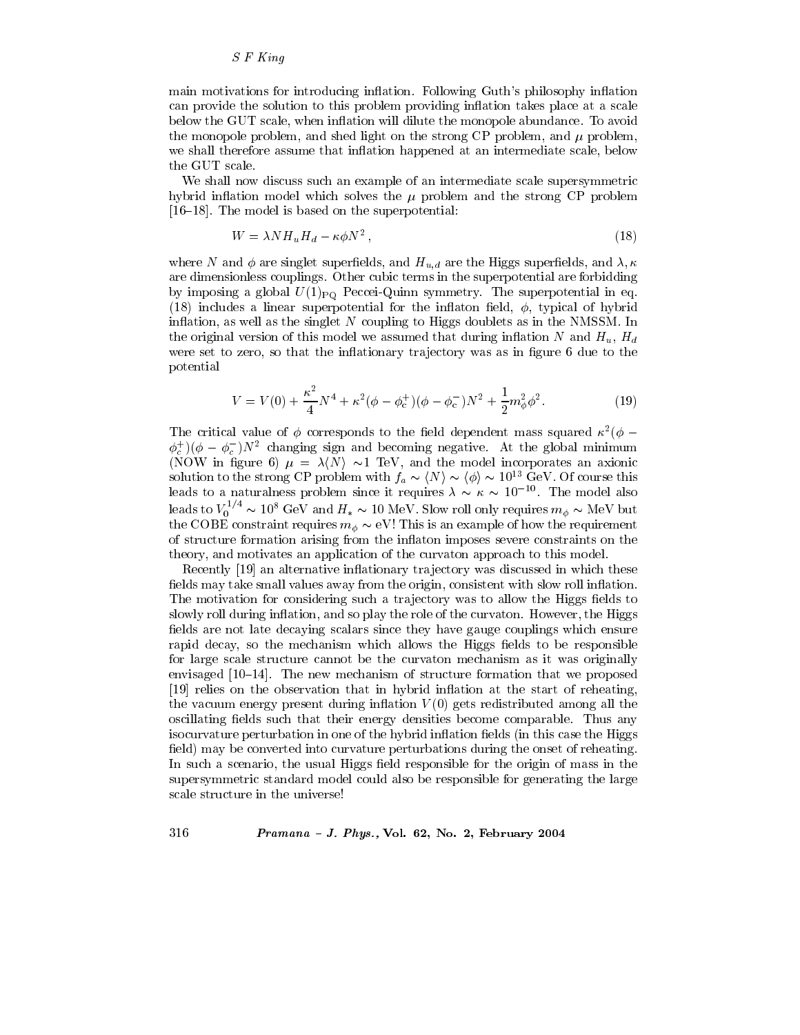main motivations for introducing inflation. Following Guth's philosophy inflation can provide the solution to this problem providing inflation takes place at a scale below the GUT scale, when inflation will dilute the monopole abundance. To avoid the monopole problem, and shed light on the strong CP problem, and $\mu$ problem, we shall therefore assume that inflation happened at an intermediate scale, below the GUT scale.

We shall now discuss such an example of an intermediate scale supersymmetric hybrid inflation model which solves the $\mu$ problem and the strong CP problem [16–18]. The model is based on the superpotential:

$$W = \lambda N H_u H_d - \kappa \phi N^2 \,, \tag{18}$$

where $N$ and $\phi$ are singlet superfields, and $H_{u,d}$ are the Higgs superfields, and $\lambda, \kappa$ are dimensionless couplings. Other cubic terms in the superpotential are forbidding by imposing a global $U(1)_{\rm PQ}$ Peccei-Quinn symmetry. The superpotential in eq. (18) includes a linear superpotential for the inflaton field, $\phi$, typical of hybrid inflation, as well as the singlet $N$ coupling to Higgs doublets as in the NMSSM. In the original version of this model we assumed that during inflation $N$ and $H_u$, $H_d$ were set to zero, so that the inflationary trajectory was as in figure 6 due to the potential

$$V = V(0) + \frac{\kappa^2}{4} N^4 + \kappa^2 (\phi - \phi_c^+)(\phi - \phi_c^-) N^2 + \frac{1}{2} m_\phi^2 \phi^2 \,. \tag{19}$$

The critical value of $\phi$ corresponds to the field dependent mass squared $\kappa^2(\phi - \phi_c^+)(\phi - \phi_c^-)N^2$ changing sign and becoming negative. At the global minimum (NOW in figure 6) $\mu = \lambda \langle N \rangle \sim$1 TeV, and the model incorporates an axionic solution to the strong CP problem with $f_a \sim \langle N \rangle \sim \langle \phi \rangle \sim 10^{13}$ GeV. Of course this leads to a naturalness problem since it requires $\lambda \sim \kappa \sim 10^{-10}$. The model also leads to $V_0^{1/4} \sim 10^8$ GeV and $H_* \sim 10$ MeV. Slow roll only requires $m_\phi \sim$ MeV but the COBE constraint requires $m_\phi \sim$ eV! This is an example of how the requirement of structure formation arising from the inflaton imposes severe constraints on the theory, and motivates an application of the curvaton approach to this model.

Recently [19] an alternative inflationary trajectory was discussed in which these fields may take small values away from the origin, consistent with slow roll inflation. The motivation for considering such a trajectory was to allow the Higgs fields to slowly roll during inflation, and so play the role of the curvaton. However, the Higgs fields are not late decaying scalars since they have gauge couplings which ensure rapid decay, so the mechanism which allows the Higgs fields to be responsible for large scale structure cannot be the curvaton mechanism as it was originally envisaged [10–14]. The new mechanism of structure formation that we proposed [19] relies on the observation that in hybrid inflation at the start of reheating, the vacuum energy present during inflation $V(0)$ gets redistributed among all the oscillating fields such that their energy densities become comparable. Thus any isocurvature perturbation in one of the hybrid inflation fields (in this case the Higgs field) may be converted into curvature perturbations during the onset of reheating. In such a scenario, the usual Higgs field responsible for the origin of mass in the supersymmetric standard model could also be responsible for generating the large scale structure in the universe!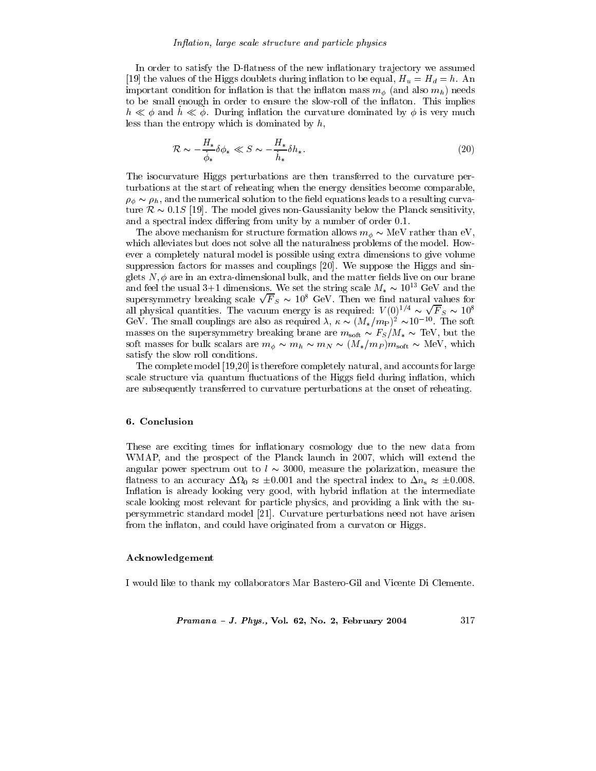In order to satisfy the D-flatness of the new inflationary trajectory we assumed [19] the values of the Higgs doublets during inflation to be equal, $H_u = H_d = h$. An important condition for inflation is that the inflaton mass $m_\phi$ (and also $m_h$) needs to be small enough in order to ensure the slow-roll of the inflaton. This implies $h \ll \phi$ and $\dot{h} \ll \dot{\phi}$. During inflation the curvature dominated by $\phi$ is very much less than the entropy which is dominated by $h$,

$$\mathcal{R} \sim -\frac{H_*}{\dot{\phi}_*}\delta\phi_* \ll S \sim -\frac{H_*}{\dot{h}_*}\delta h_*. \tag{20}$$

The isocurvature Higgs perturbations are then transferred to the curvature perturbations at the start of reheating when the energy densities become comparable, $\rho_\phi \sim \rho_h$, and the numerical solution to the field equations leads to a resulting curvature $\mathcal{R} \sim 0.1S$ [19]. The model gives non-Gaussianity below the Planck sensitivity, and a spectral index differing from unity by a number of order 0.1.

The above mechanism for structure formation allows $m_\phi \sim$ MeV rather than eV, which alleviates but does not solve all the naturalness problems of the model. However a completely natural model is possible using extra dimensions to give volume suppression factors for masses and couplings [20]. We suppose the Higgs and singlets $N, \phi$ are in an extra-dimensional bulk, and the matter fields live on our brane and feel the usual 3+1 dimensions. We set the string scale $M_* \sim 10^{13}$ GeV and the supersymmetry breaking scale $\sqrt{F_S} \sim 10^8$ GeV. Then we find natural values for all physical quantities. The vacuum energy is as required: $V(0)^{1/4} \sim \sqrt{F_S} \sim 10^8$ GeV. The small couplings are also as required $\lambda$, $\kappa \sim (M_*/m_{\rm P})^2 \sim 10^{-10}$. The soft masses on the supersymmetry breaking brane are $m_{\rm soft} \sim F_S/M_* \sim$ TeV, but the soft masses for bulk scalars are $m_\phi \sim m_h \sim m_N \sim (M_*/m_P)m_{\rm soft} \sim$ MeV, which satisfy the slow roll conditions.

The complete model [19,20] is therefore completely natural, and accounts for large scale structure via quantum fluctuations of the Higgs field during inflation, which are subsequently transferred to curvature perturbations at the onset of reheating.

## 6. Conclusion

These are exciting times for inflationary cosmology due to the new data from WMAP, and the prospect of the Planck launch in 2007, which will extend the angular power spectrum out to $l \sim 3000$, measure the polarization, measure the flatness to an accuracy $\Delta\Omega_0 \approx \pm 0.001$ and the spectral index to $\Delta n_{\rm s} \approx \pm 0.008$. Inflation is already looking very good, with hybrid inflation at the intermediate scale looking most relevant for particle physics, and providing a link with the supersymmetric standard model [21]. Curvature perturbations need not have arisen from the inflaton, and could have originated from a curvaton or Higgs.

## Acknowledgement

I would like to thank my collaborators Mar Bastero-Gil and Vicente Di Clemente.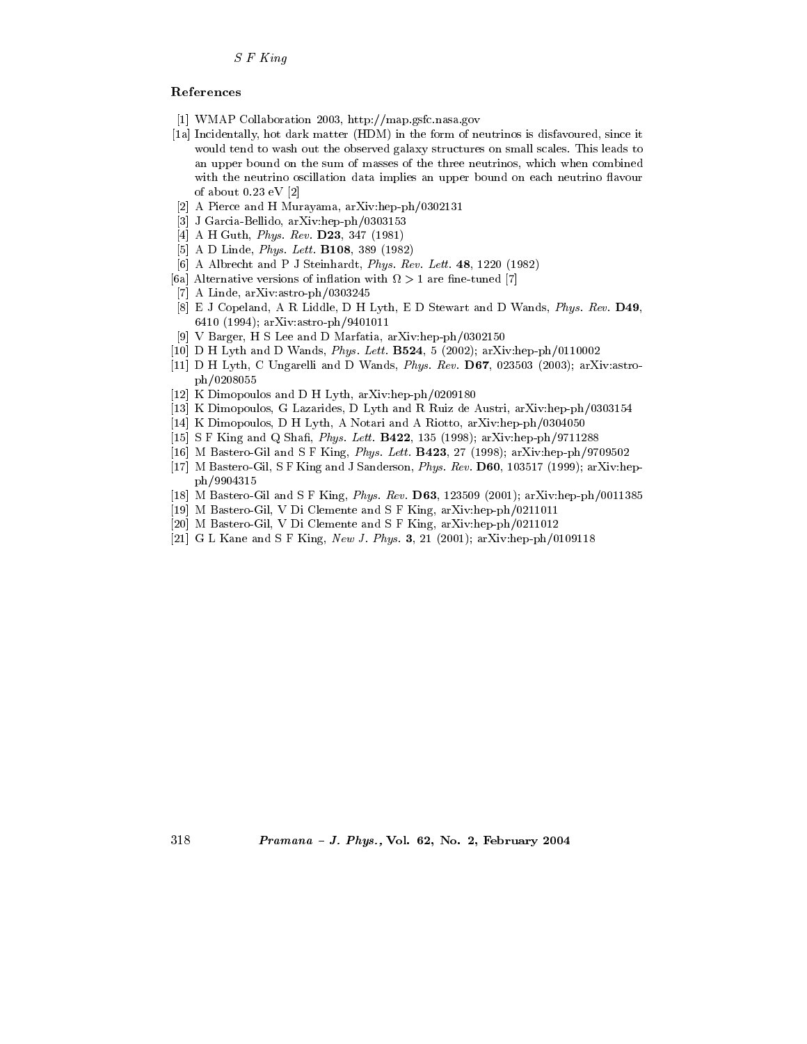## References

[1] WMAP Collaboration 2003, http://map.gsfc.nasa.gov

[1a] Incidentally, hot dark matter (HDM) in the form of neutrinos is disfavoured, since it would tend to wash out the observed galaxy structures on small scales. This leads to an upper bound on the sum of masses of the three neutrinos, which when combined with the neutrino oscillation data implies an upper bound on each neutrino flavour of about 0.23 eV [2]

[2] A Pierce and H Murayama, arXiv:hep-ph/0302131

[3] J Garcia-Bellido, arXiv:hep-ph/0303153

[4] A H Guth, *Phys. Rev.* **D23**, 347 (1981)

[5] A D Linde, *Phys. Lett.* **B108**, 389 (1982)

[6] A Albrecht and P J Steinhardt, *Phys. Rev. Lett.* **48**, 1220 (1982)

[6a] Alternative versions of inflation with $\Omega > 1$ are fine-tuned [7]

[7] A Linde, arXiv:astro-ph/0303245

[8] E J Copeland, A R Liddle, D H Lyth, E D Stewart and D Wands, *Phys. Rev.* **D49**, 6410 (1994); arXiv:astro-ph/9401011

[9] V Barger, H S Lee and D Marfatia, arXiv:hep-ph/0302150

[10] D H Lyth and D Wands, *Phys. Lett.* **B524**, 5 (2002); arXiv:hep-ph/0110002

[11] D H Lyth, C Ungarelli and D Wands, *Phys. Rev.* **D67**, 023503 (2003); arXiv:astro-ph/0208055

[12] K Dimopoulos and D H Lyth, arXiv:hep-ph/0209180

[13] K Dimopoulos, G Lazarides, D Lyth and R Ruiz de Austri, arXiv:hep-ph/0303154

[14] K Dimopoulos, D H Lyth, A Notari and A Riotto, arXiv:hep-ph/0304050

[15] S F King and Q Shafi, *Phys. Lett.* **B422**, 135 (1998); arXiv:hep-ph/9711288

[16] M Bastero-Gil and S F King, *Phys. Lett.* **B423**, 27 (1998); arXiv:hep-ph/9709502

[17] M Bastero-Gil, S F King and J Sanderson, *Phys. Rev.* **D60**, 103517 (1999); arXiv:hep-ph/9904315

[18] M Bastero-Gil and S F King, *Phys. Rev.* **D63**, 123509 (2001); arXiv:hep-ph/0011385

[19] M Bastero-Gil, V Di Clemente and S F King, arXiv:hep-ph/0211011

[20] M Bastero-Gil, V Di Clemente and S F King, arXiv:hep-ph/0211012

[21] G L Kane and S F King, *New J. Phys.* **3**, 21 (2001); arXiv:hep-ph/0109118